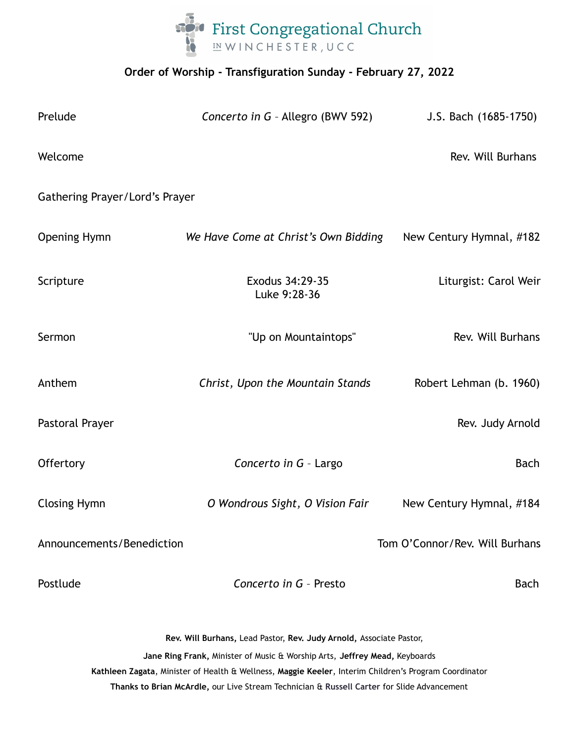# First Congregational Church IN WINCHESTER, UCC

## Order of Worship - Transfiguration Sunday - February 27, 2022

| | | |
|---|---|---|
| Prelude | *Concerto in G* – Allegro (BWV 592) | J.S. Bach (1685-1750) |
| Welcome | | Rev. Will Burhans |
| Gathering Prayer/Lord's Prayer | | |
| Opening Hymn | *We Have Come at Christ's Own Bidding* | New Century Hymnal, #182 |
| Scripture | Exodus 34:29-35<br>Luke 9:28-36 | Liturgist: Carol Weir |
| Sermon | "Up on Mountaintops" | Rev. Will Burhans |
| Anthem | *Christ, Upon the Mountain Stands* | Robert Lehman (b. 1960) |
| Pastoral Prayer | | Rev. Judy Arnold |
| Offertory | *Concerto in G* – Largo | Bach |
| Closing Hymn | *O Wondrous Sight, O Vision Fair* | New Century Hymnal, #184 |
| Announcements/Benediction | | Tom O'Connor/Rev. Will Burhans |
| Postlude | *Concerto in G* – Presto | Bach |

**Rev. Will Burhans,** Lead Pastor, **Rev. Judy Arnold,** Associate Pastor,

**Jane Ring Frank,** Minister of Music & Worship Arts, **Jeffrey Mead,** Keyboards

**Kathleen Zagata**, Minister of Health & Wellness, **Maggie Keeler**, Interim Children's Program Coordinator

**Thanks to Brian McArdle,** our Live Stream Technician & **Russell Carter** for Slide Advancement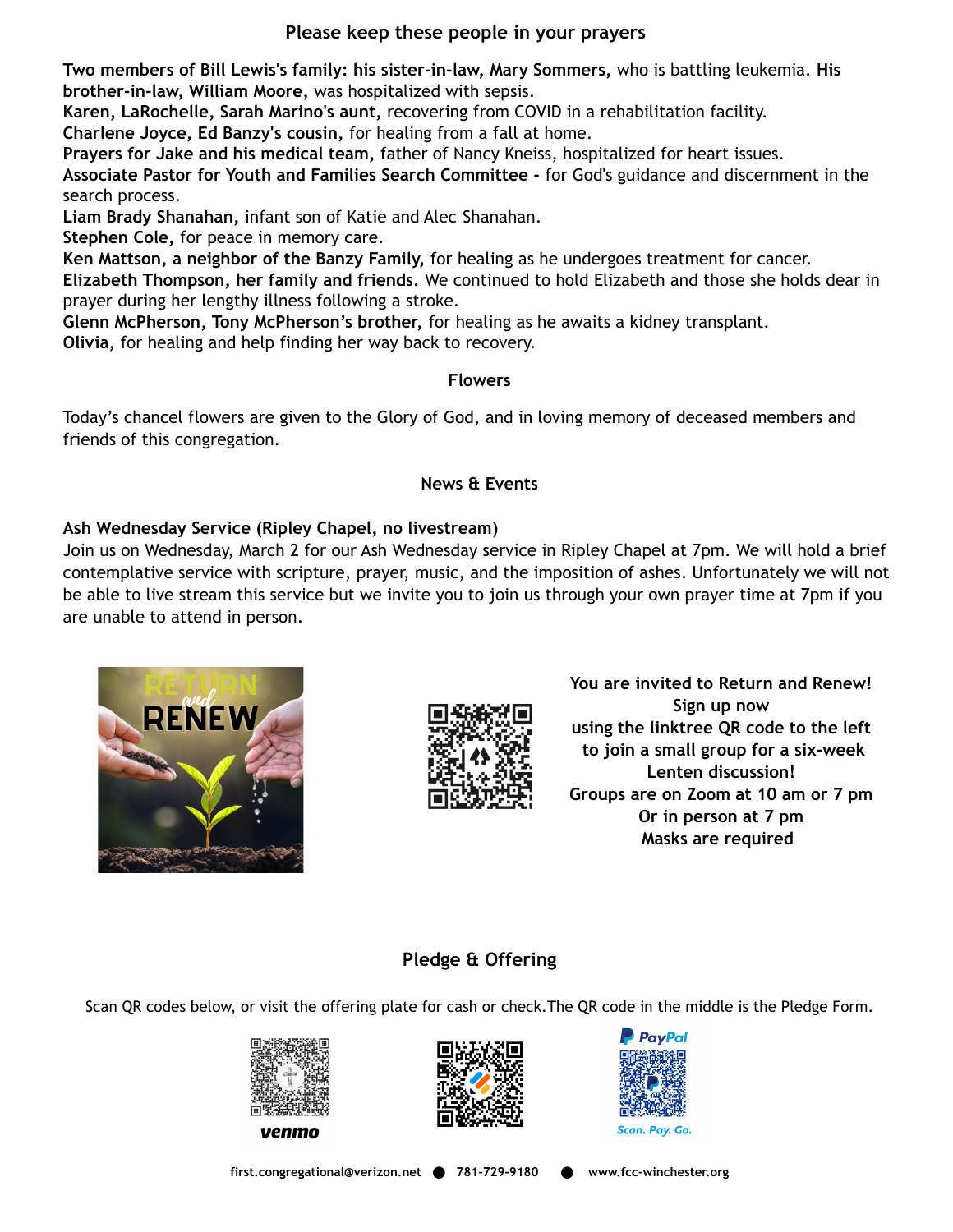## Please keep these people in your prayers

**Two members of Bill Lewis's family: his sister-in-law, Mary Sommers,** who is battling leukemia. **His brother-in-law, William Moore,** was hospitalized with sepsis.
**Karen, LaRochelle, Sarah Marino's aunt,** recovering from COVID in a rehabilitation facility.
**Charlene Joyce, Ed Banzy's cousin,** for healing from a fall at home.
**Prayers for Jake and his medical team,** father of Nancy Kneiss, hospitalized for heart issues.
**Associate Pastor for Youth and Families Search Committee -** for God's guidance and discernment in the search process.
**Liam Brady Shanahan,** infant son of Katie and Alec Shanahan.
**Stephen Cole,** for peace in memory care.
**Ken Mattson, a neighbor of the Banzy Family,** for healing as he undergoes treatment for cancer.
**Elizabeth Thompson, her family and friends.** We continued to hold Elizabeth and those she holds dear in prayer during her lengthy illness following a stroke.
**Glenn McPherson, Tony McPherson's brother,** for healing as he awaits a kidney transplant.
**Olivia,** for healing and help finding her way back to recovery.

## Flowers

Today's chancel flowers are given to the Glory of God, and in loving memory of deceased members and friends of this congregation.

## News & Events

**Ash Wednesday Service (Ripley Chapel, no livestream)**

Join us on Wednesday, March 2 for our Ash Wednesday service in Ripley Chapel at 7pm. We will hold a brief contemplative service with scripture, prayer, music, and the imposition of ashes. Unfortunately we will not be able to live stream this service but we invite you to join us through your own prayer time at 7pm if you are unable to attend in person.

**You are invited to Return and Renew!**
**Sign up now**
**using the linktree QR code to the left**
**to join a small group for a six-week**
**Lenten discussion!**
**Groups are on Zoom at 10 am or 7 pm**
**Or in person at 7 pm**
**Masks are required**

## Pledge & Offering

Scan QR codes below, or visit the offering plate for cash or check. The QR code in the middle is the Pledge Form.

venmo

PayPal

Scan. Pay. Go.

first.congregational@verizon.net ● 781-729-9180 ● www.fcc-winchester.org